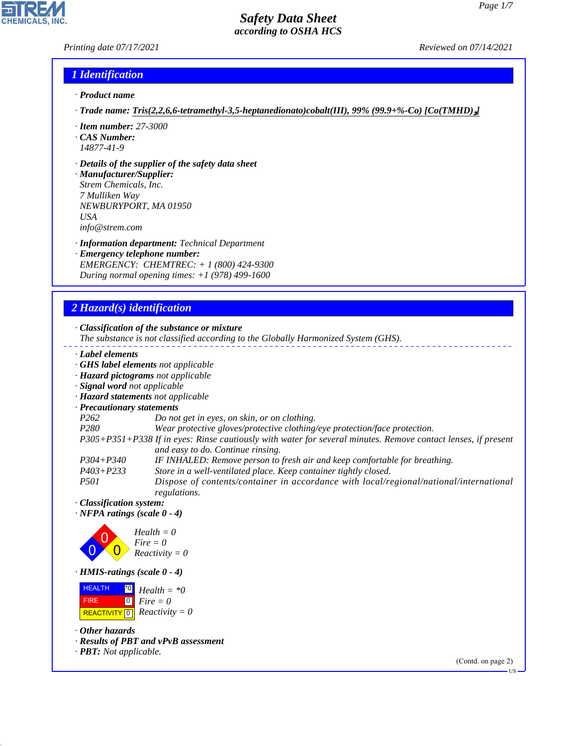# Safety Data Sheet
*according to OSHA HCS*

Printing date 07/17/2021 Reviewed on 07/14/2021

## 1 Identification

· **Product name**

· **Trade name:** **Tris(2,2,6,6-tetramethyl-3,5-heptanedionato)cobalt(III), 99% (99.9+%-Co) [Co(TMHD)$_3$]**

· **Item number:** 27-3000
· **CAS Number:**
14877-41-9

· **Details of the supplier of the safety data sheet**
· **Manufacturer/Supplier:**
Strem Chemicals, Inc.
7 Mulliken Way
NEWBURYPORT, MA 01950
USA
info@strem.com

· **Information department:** Technical Department
· **Emergency telephone number:**
EMERGENCY: CHEMTREC: + 1 (800) 424-9300
During normal opening times: +1 (978) 499-1600

## 2 Hazard(s) identification

· **Classification of the substance or mixture**
The substance is not classified according to the Globally Harmonized System (GHS).

· **Label elements**
· **GHS label elements** not applicable
· **Hazard pictograms** not applicable
· **Signal word** not applicable
· **Hazard statements** not applicable
· **Precautionary statements**

| | |
|---|---|
| P262 | Do not get in eyes, on skin, or on clothing. |
| P280 | Wear protective gloves/protective clothing/eye protection/face protection. |
| P305+P351+P338 | If in eyes: Rinse cautiously with water for several minutes. Remove contact lenses, if present and easy to do. Continue rinsing. |
| P304+P340 | IF INHALED: Remove person to fresh air and keep comfortable for breathing. |
| P403+P233 | Store in a well-ventilated place. Keep container tightly closed. |
| P501 | Dispose of contents/container in accordance with local/regional/national/international regulations. |

· **Classification system:**
· **NFPA ratings (scale 0 - 4)**

Health = 0
Fire = 0
Reactivity = 0

· **HMIS-ratings (scale 0 - 4)**

| | |
|---|---|
| HEALTH | *0 |
| FIRE | 0 |
| REACTIVITY | 0 |

Health = *0
Fire = 0
Reactivity = 0

· **Other hazards**
· **Results of PBT and vPvB assessment**
· **PBT:** Not applicable.

(Contd. on page 2)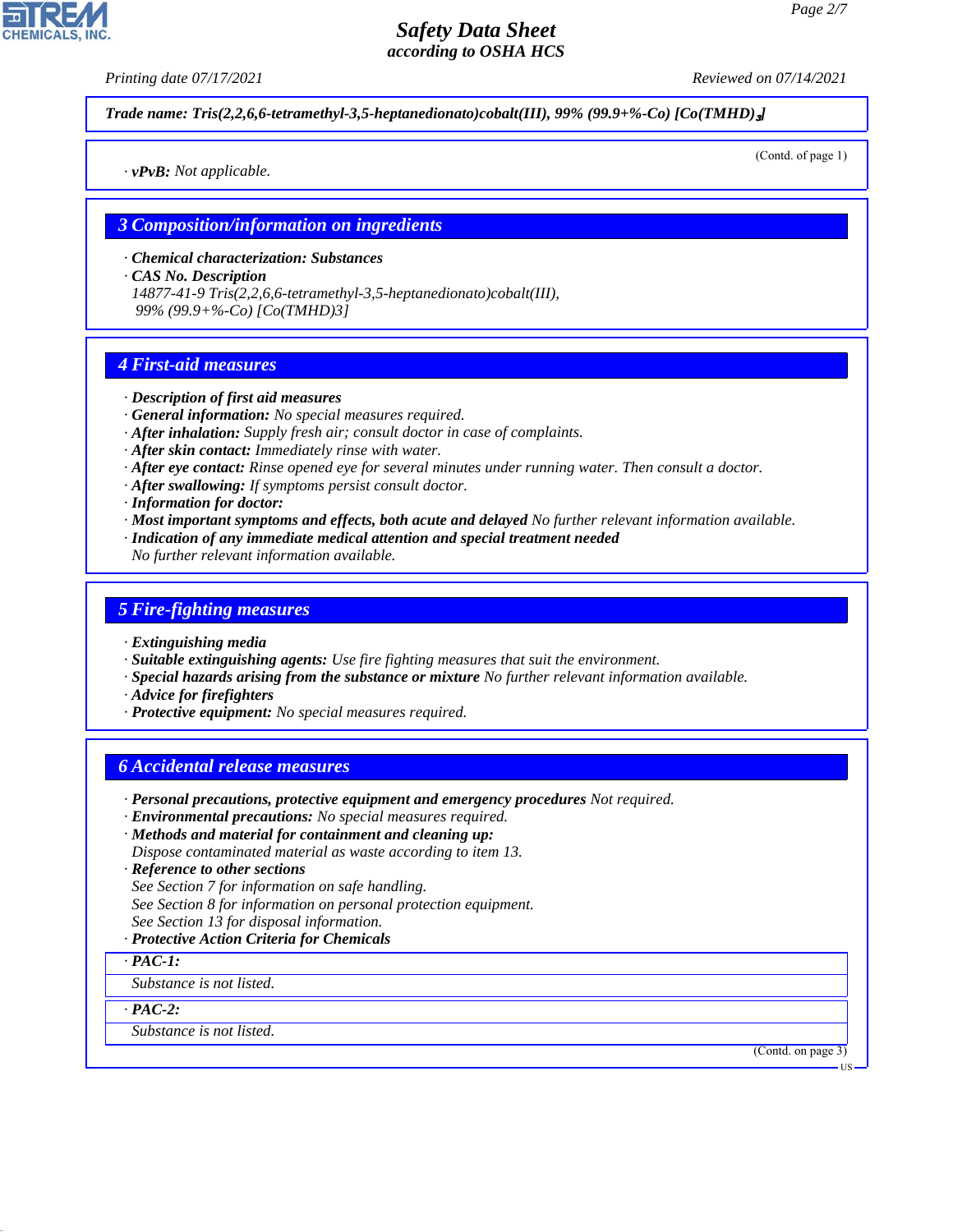*Trade name: Tris(2,2,6,6-tetramethyl-3,5-heptanedionato)cobalt(III), 99% (99.9+%-Co) [Co(TMHD)$_3$]*

(Contd. of page 1)

· ***vPvB:*** *Not applicable.*

## 3 Composition/information on ingredients

· ***Chemical characterization: Substances***
· ***CAS No. Description***
*14877-41-9 Tris(2,2,6,6-tetramethyl-3,5-heptanedionato)cobalt(III), 99% (99.9+%-Co) [Co(TMHD)3]*

## 4 First-aid measures

· ***Description of first aid measures***
· ***General information:*** *No special measures required.*
· ***After inhalation:*** *Supply fresh air; consult doctor in case of complaints.*
· ***After skin contact:*** *Immediately rinse with water.*
· ***After eye contact:*** *Rinse opened eye for several minutes under running water. Then consult a doctor.*
· ***After swallowing:*** *If symptoms persist consult doctor.*
· ***Information for doctor:***
· ***Most important symptoms and effects, both acute and delayed*** *No further relevant information available.*
· ***Indication of any immediate medical attention and special treatment needed***
*No further relevant information available.*

## 5 Fire-fighting measures

· ***Extinguishing media***
· ***Suitable extinguishing agents:*** *Use fire fighting measures that suit the environment.*
· ***Special hazards arising from the substance or mixture*** *No further relevant information available.*
· ***Advice for firefighters***
· ***Protective equipment:*** *No special measures required.*

## 6 Accidental release measures

· ***Personal precautions, protective equipment and emergency procedures*** *Not required.*
· ***Environmental precautions:*** *No special measures required.*
· ***Methods and material for containment and cleaning up:***
*Dispose contaminated material as waste according to item 13.*
· ***Reference to other sections***
*See Section 7 for information on safe handling.*
*See Section 8 for information on personal protection equipment.*
*See Section 13 for disposal information.*
· ***Protective Action Criteria for Chemicals***

· ***PAC-1:***
*Substance is not listed.*

· ***PAC-2:***
*Substance is not listed.*

(Contd. on page 3)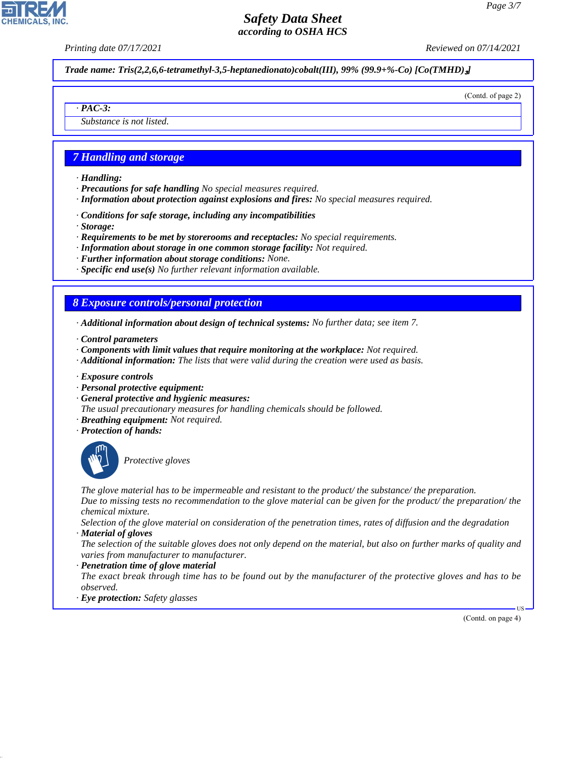Trade name: Tris(2,2,6,6-tetramethyl-3,5-heptanedionato)cobalt(III), 99% (99.9+%-Co) [Co(TMHD)$_3$]

(Contd. of page 2)

· **PAC-3:**

Substance is not listed.

## 7 Handling and storage

· **Handling:**
· **Precautions for safe handling** No special measures required.
· **Information about protection against explosions and fires:** No special measures required.

· **Conditions for safe storage, including any incompatibilities**
· **Storage:**
· **Requirements to be met by storerooms and receptacles:** No special requirements.
· **Information about storage in one common storage facility:** Not required.
· **Further information about storage conditions:** None.
· **Specific end use(s)** No further relevant information available.

## 8 Exposure controls/personal protection

· **Additional information about design of technical systems:** No further data; see item 7.

· **Control parameters**
· **Components with limit values that require monitoring at the workplace:** Not required.
· **Additional information:** The lists that were valid during the creation were used as basis.

· **Exposure controls**
· **Personal protective equipment:**
· **General protective and hygienic measures:**
The usual precautionary measures for handling chemicals should be followed.
· **Breathing equipment:** Not required.
· **Protection of hands:**

Protective gloves

The glove material has to be impermeable and resistant to the product/ the substance/ the preparation.
Due to missing tests no recommendation to the glove material can be given for the product/ the preparation/ the chemical mixture.
Selection of the glove material on consideration of the penetration times, rates of diffusion and the degradation
· **Material of gloves**
The selection of the suitable gloves does not only depend on the material, but also on further marks of quality and varies from manufacturer to manufacturer.
· **Penetration time of glove material**
The exact break through time has to be found out by the manufacturer of the protective gloves and has to be observed.
· **Eye protection:** Safety glasses

(Contd. on page 4)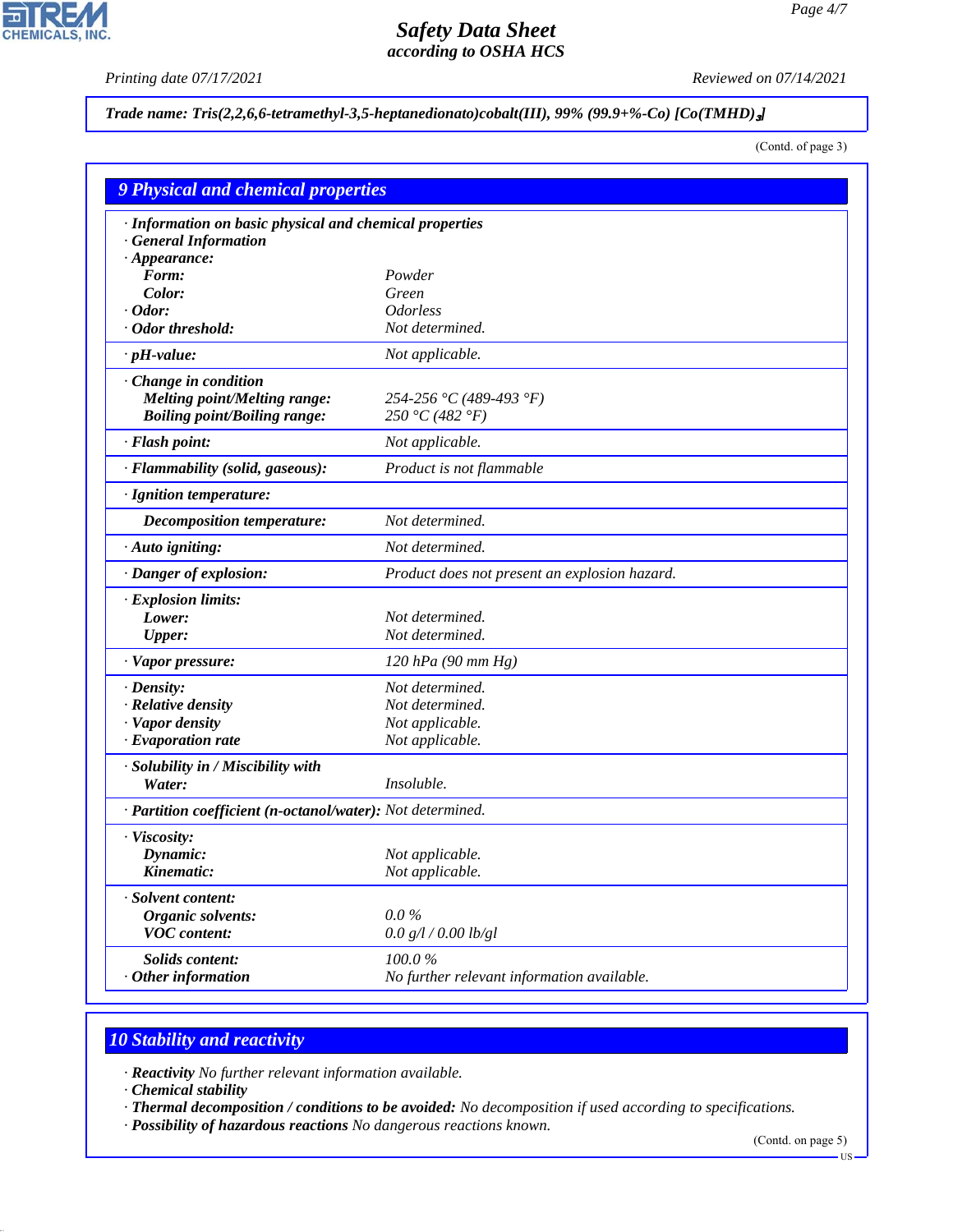**Trade name: Tris(2,2,6,6-tetramethyl-3,5-heptanedionato)cobalt(III), 99% (99.9+%-Co) [Co(TMHD)$_3$]**

(Contd. of page 3)

## 9 Physical and chemical properties

| | |
|---|---|
| · **Information on basic physical and chemical properties** | |
| · **General Information** | |
| · **Appearance:** | |
| **Form:** | Powder |
| **Color:** | Green |
| · **Odor:** | Odorless |
| · **Odor threshold:** | Not determined. |
| · **pH-value:** | Not applicable. |
| · **Change in condition** | |
| **Melting point/Melting range:** | 254-256 °C (489-493 °F) |
| **Boiling point/Boiling range:** | 250 °C (482 °F) |
| · **Flash point:** | Not applicable. |
| · **Flammability (solid, gaseous):** | Product is not flammable |
| · **Ignition temperature:** | |
| **Decomposition temperature:** | Not determined. |
| · **Auto igniting:** | Not determined. |
| · **Danger of explosion:** | Product does not present an explosion hazard. |
| · **Explosion limits:** | |
| **Lower:** | Not determined. |
| **Upper:** | Not determined. |
| · **Vapor pressure:** | 120 hPa (90 mm Hg) |
| · **Density:** | Not determined. |
| · **Relative density** | Not determined. |
| · **Vapor density** | Not applicable. |
| · **Evaporation rate** | Not applicable. |
| · **Solubility in / Miscibility with** | |
| **Water:** | Insoluble. |
| · **Partition coefficient (n-octanol/water):** | Not determined. |
| · **Viscosity:** | |
| **Dynamic:** | Not applicable. |
| **Kinematic:** | Not applicable. |
| · **Solvent content:** | |
| **Organic solvents:** | 0.0 % |
| **VOC content:** | 0.0 g/l / 0.00 lb/gl |
| **Solids content:** | 100.0 % |
| · **Other information** | No further relevant information available. |

## 10 Stability and reactivity

· **Reactivity** No further relevant information available.
· **Chemical stability**
· **Thermal decomposition / conditions to be avoided:** No decomposition if used according to specifications.
· **Possibility of hazardous reactions** No dangerous reactions known.

(Contd. on page 5)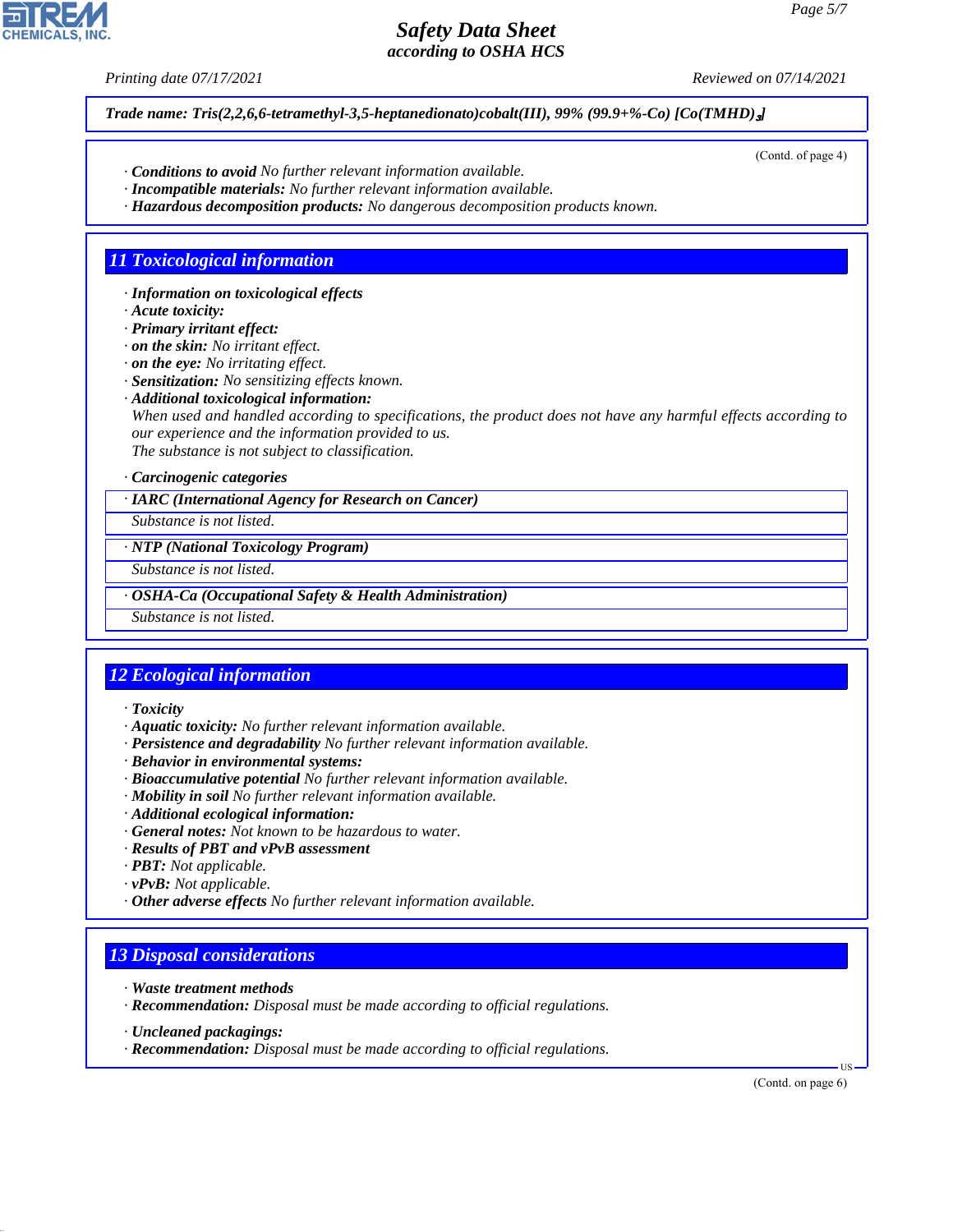**Trade name: Tris(2,2,6,6-tetramethyl-3,5-heptanedionato)cobalt(III), 99% (99.9+%-Co) [Co(TMHD)$_3$]**

(Contd. of page 4)

· **Conditions to avoid** No further relevant information available.
· **Incompatible materials:** No further relevant information available.
· **Hazardous decomposition products:** No dangerous decomposition products known.

## 11 Toxicological information

· **Information on toxicological effects**
· **Acute toxicity:**
· **Primary irritant effect:**
· **on the skin:** No irritant effect.
· **on the eye:** No irritating effect.
· **Sensitization:** No sensitizing effects known.
· **Additional toxicological information:**
When used and handled according to specifications, the product does not have any harmful effects according to our experience and the information provided to us.
The substance is not subject to classification.

· **Carcinogenic categories**

| · IARC (International Agency for Research on Cancer) |
|---|
| Substance is not listed. |

| · NTP (National Toxicology Program) |
|---|
| Substance is not listed. |

| · OSHA-Ca (Occupational Safety & Health Administration) |
|---|
| Substance is not listed. |

## 12 Ecological information

· **Toxicity**
· **Aquatic toxicity:** No further relevant information available.
· **Persistence and degradability** No further relevant information available.
· **Behavior in environmental systems:**
· **Bioaccumulative potential** No further relevant information available.
· **Mobility in soil** No further relevant information available.
· **Additional ecological information:**
· **General notes:** Not known to be hazardous to water.
· **Results of PBT and vPvB assessment**
· **PBT:** Not applicable.
· **vPvB:** Not applicable.
· **Other adverse effects** No further relevant information available.

## 13 Disposal considerations

· **Waste treatment methods**
· **Recommendation:** Disposal must be made according to official regulations.

· **Uncleaned packagings:**
· **Recommendation:** Disposal must be made according to official regulations.

(Contd. on page 6)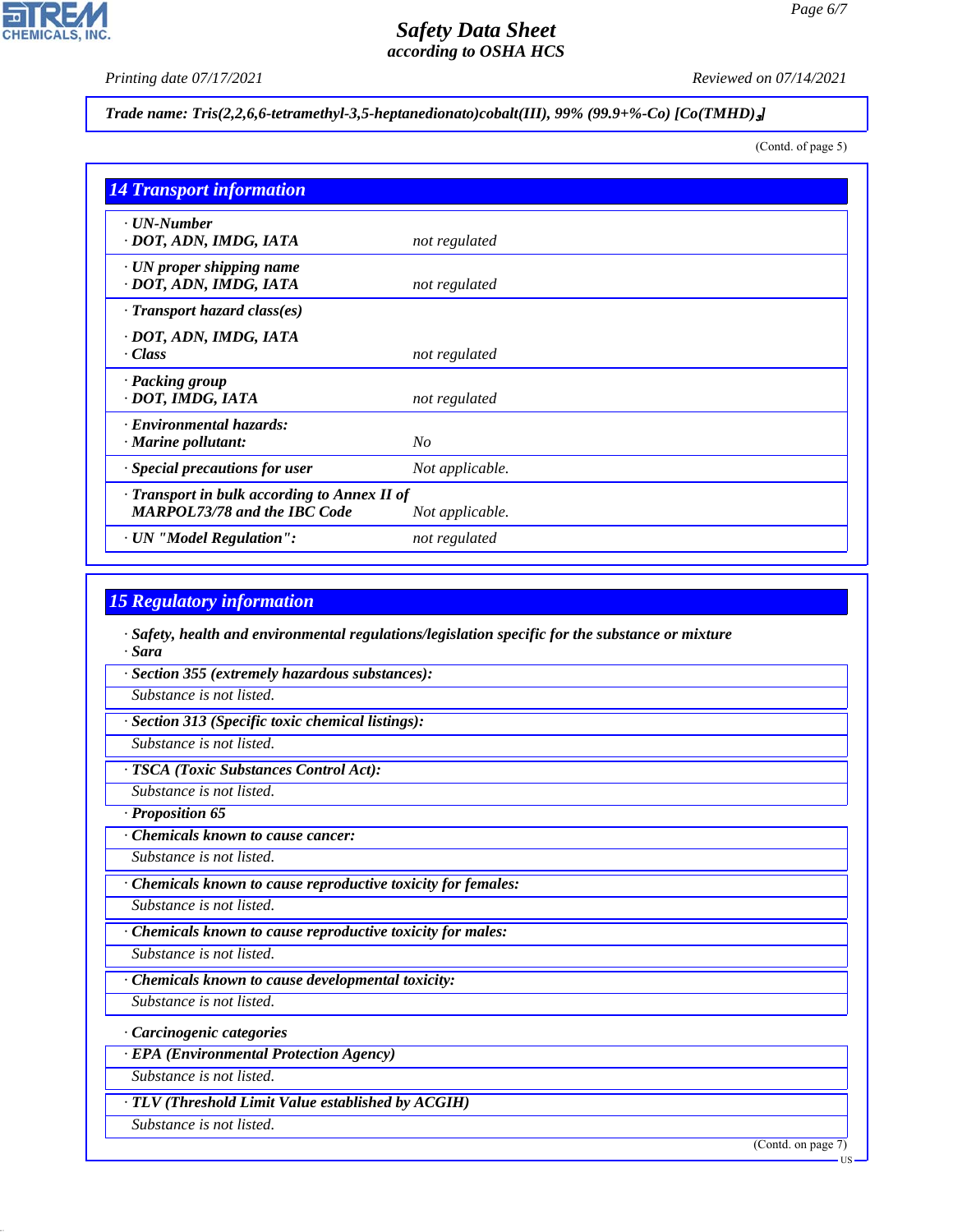Trade name: Tris(2,2,6,6-tetramethyl-3,5-heptanedionato)cobalt(III), 99% (99.9+%-Co) [Co(TMHD)$_3$]

(Contd. of page 5)

## 14 Transport information

| | |
|---|---|
| · UN-Number<br>· DOT, ADN, IMDG, IATA | not regulated |
| · UN proper shipping name<br>· DOT, ADN, IMDG, IATA | not regulated |
| · Transport hazard class(es)<br>· DOT, ADN, IMDG, IATA<br>· Class | not regulated |
| · Packing group<br>· DOT, IMDG, IATA | not regulated |
| · Environmental hazards:<br>· Marine pollutant: | No |
| · Special precautions for user | Not applicable. |
| · Transport in bulk according to Annex II of MARPOL73/78 and the IBC Code | Not applicable. |
| · UN "Model Regulation": | not regulated |

## 15 Regulatory information

· Safety, health and environmental regulations/legislation specific for the substance or mixture
· Sara

· **Section 355 (extremely hazardous substances):**
Substance is not listed.

· **Section 313 (Specific toxic chemical listings):**
Substance is not listed.

· **TSCA (Toxic Substances Control Act):**
Substance is not listed.

· **Proposition 65**

· **Chemicals known to cause cancer:**
Substance is not listed.

· **Chemicals known to cause reproductive toxicity for females:**
Substance is not listed.

· **Chemicals known to cause reproductive toxicity for males:**
Substance is not listed.

· **Chemicals known to cause developmental toxicity:**
Substance is not listed.

· **Carcinogenic categories**

· **EPA (Environmental Protection Agency)**
Substance is not listed.

· **TLV (Threshold Limit Value established by ACGIH)**
Substance is not listed.

(Contd. on page 7)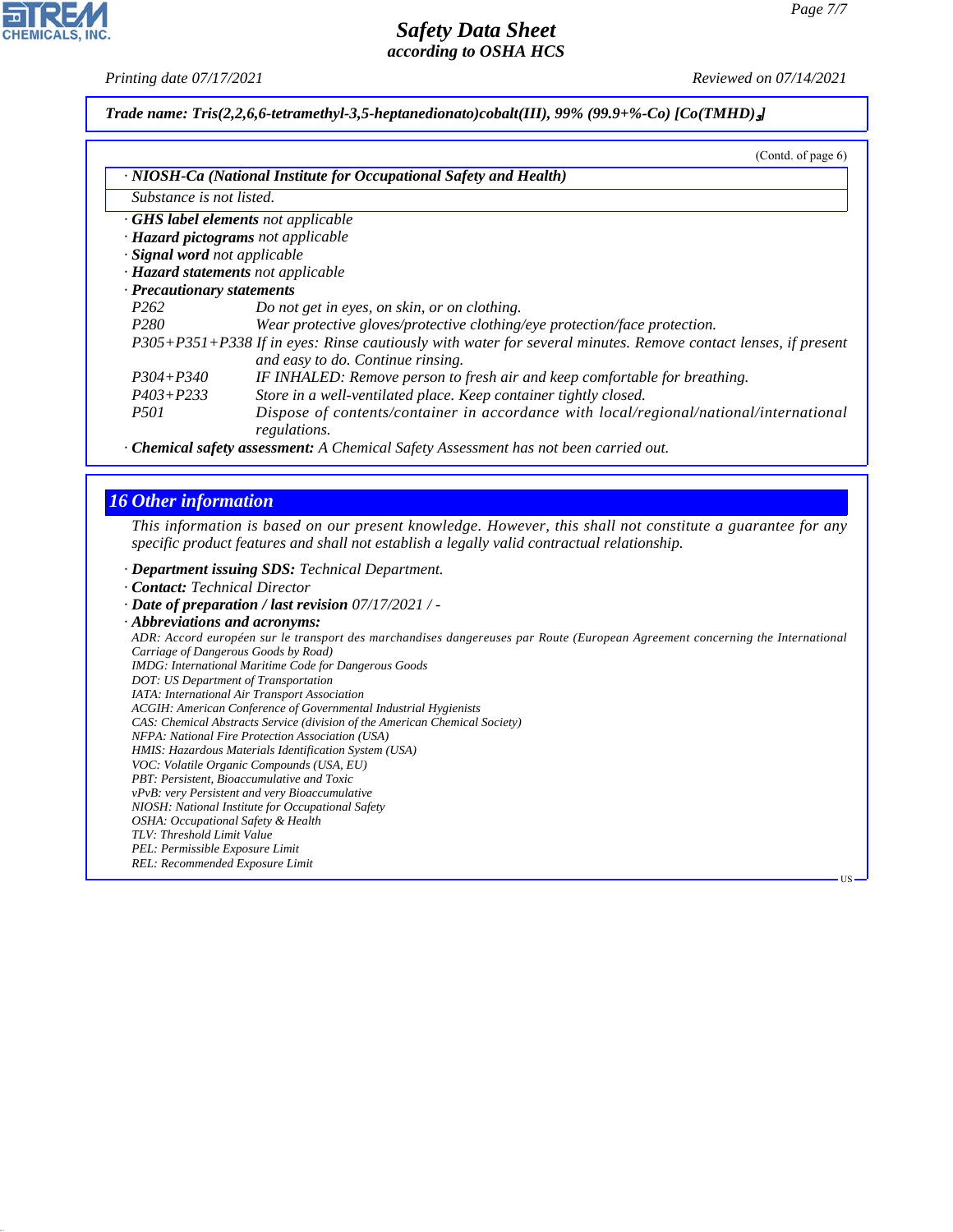Trade name: Tris(2,2,6,6-tetramethyl-3,5-heptanedionato)cobalt(III), 99% (99.9+%-Co) [Co(TMHD)$_3$]

(Contd. of page 6)

· **NIOSH-Ca (National Institute for Occupational Safety and Health)**

Substance is not listed.

· **GHS label elements** not applicable
· **Hazard pictograms** not applicable
· **Signal word** not applicable
· **Hazard statements** not applicable
· **Precautionary statements**

| | |
|---|---|
| P262 | Do not get in eyes, on skin, or on clothing. |
| P280 | Wear protective gloves/protective clothing/eye protection/face protection. |
| P305+P351+P338 | If in eyes: Rinse cautiously with water for several minutes. Remove contact lenses, if present and easy to do. Continue rinsing. |
| P304+P340 | IF INHALED: Remove person to fresh air and keep comfortable for breathing. |
| P403+P233 | Store in a well-ventilated place. Keep container tightly closed. |
| P501 | Dispose of contents/container in accordance with local/regional/national/international regulations. |

· **Chemical safety assessment:** A Chemical Safety Assessment has not been carried out.

## 16 Other information

This information is based on our present knowledge. However, this shall not constitute a guarantee for any specific product features and shall not establish a legally valid contractual relationship.

· **Department issuing SDS:** Technical Department.
· **Contact:** Technical Director
· **Date of preparation / last revision** 07/17/2021 / -
· **Abbreviations and acronyms:**

ADR: Accord européen sur le transport des marchandises dangereuses par Route (European Agreement concerning the International Carriage of Dangerous Goods by Road)
IMDG: International Maritime Code for Dangerous Goods
DOT: US Department of Transportation
IATA: International Air Transport Association
ACGIH: American Conference of Governmental Industrial Hygienists
CAS: Chemical Abstracts Service (division of the American Chemical Society)
NFPA: National Fire Protection Association (USA)
HMIS: Hazardous Materials Identification System (USA)
VOC: Volatile Organic Compounds (USA, EU)
PBT: Persistent, Bioaccumulative and Toxic
vPvB: very Persistent and very Bioaccumulative
NIOSH: National Institute for Occupational Safety
OSHA: Occupational Safety & Health
TLV: Threshold Limit Value
PEL: Permissible Exposure Limit
REL: Recommended Exposure Limit